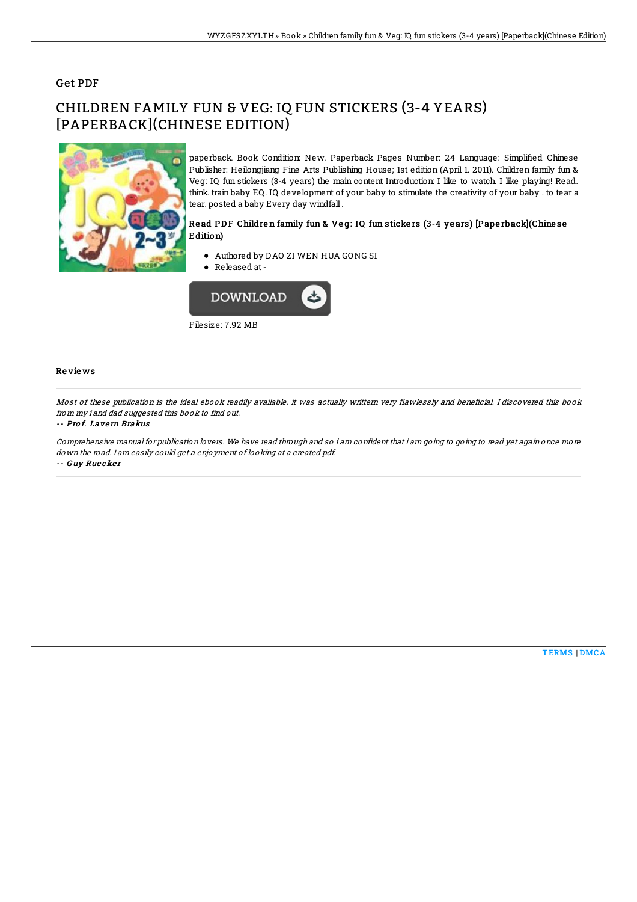Get PDF

# CHILDREN FAMILY FUN & VEG: IQ FUN STICKERS (3-4 YEARS) [PAPERBACK](CHINESE EDITION)

paperback. Book Condition: New. Paperback Pages Number: 24 Language: Simplified Chinese Publisher: Heilongjiang Fine Arts Publishing House; 1st edition (April 1. 2011). Children family fun & Veg: IQ fun stickers (3-4 years) the main content Introduction: I like to watch. I like playing! Read. think. train baby EQ. IQ development of your baby to stimulate the creativity of your baby . to tear a tear. posted a baby Every day windfall .

### Read PDF Children family fun & Veg: IQ fun stickers (3-4 years) [Paperback](Chinese Edition)

- Authored by DAO ZI WEN HUA GONG SI
- Released at -

DOWNLOAD

Filesize: 7.92 MB

## Reviews

*Most of these publication is the ideal ebook readily available. it was actually writtern very flawlessly and beneficial. I discovered this book from my i and dad suggested this book to find out.*

-- ***Prof. Lavern Brakus***

*Comprehensive manual for publication lovers. We have read through and so i am confident that i am going to going to read yet again once more down the road. I am easily could get a enjoyment of looking at a created pdf.*

-- ***Guy Ruecker***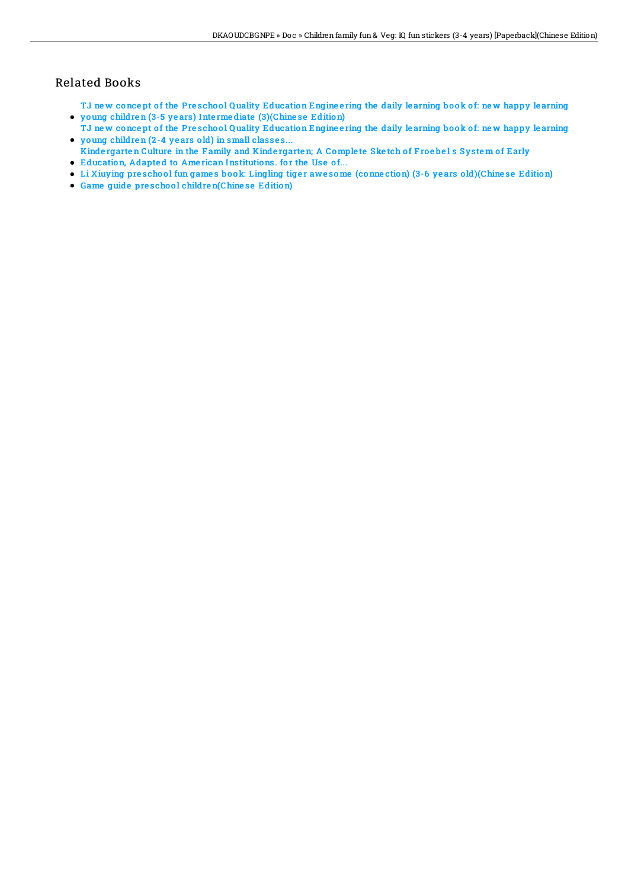## Related Books

- TJ new concept of the Preschool Quality Education Engineering the daily learning book of: new happy learning young children (3-5 years) Intermediate (3)(Chinese Edition)
- TJ new concept of the Preschool Quality Education Engineering the daily learning book of: new happy learning young children (2-4 years old) in small classes...
- Kindergarten Culture in the Family and Kindergarten; A Complete Sketch of Froebel s System of Early Education, Adapted to American Institutions. for the Use of...
- Li Xiuying preschool fun games book: Lingling tiger awesome (connection) (3-6 years old)(Chinese Edition)
- Game guide preschool children(Chinese Edition)